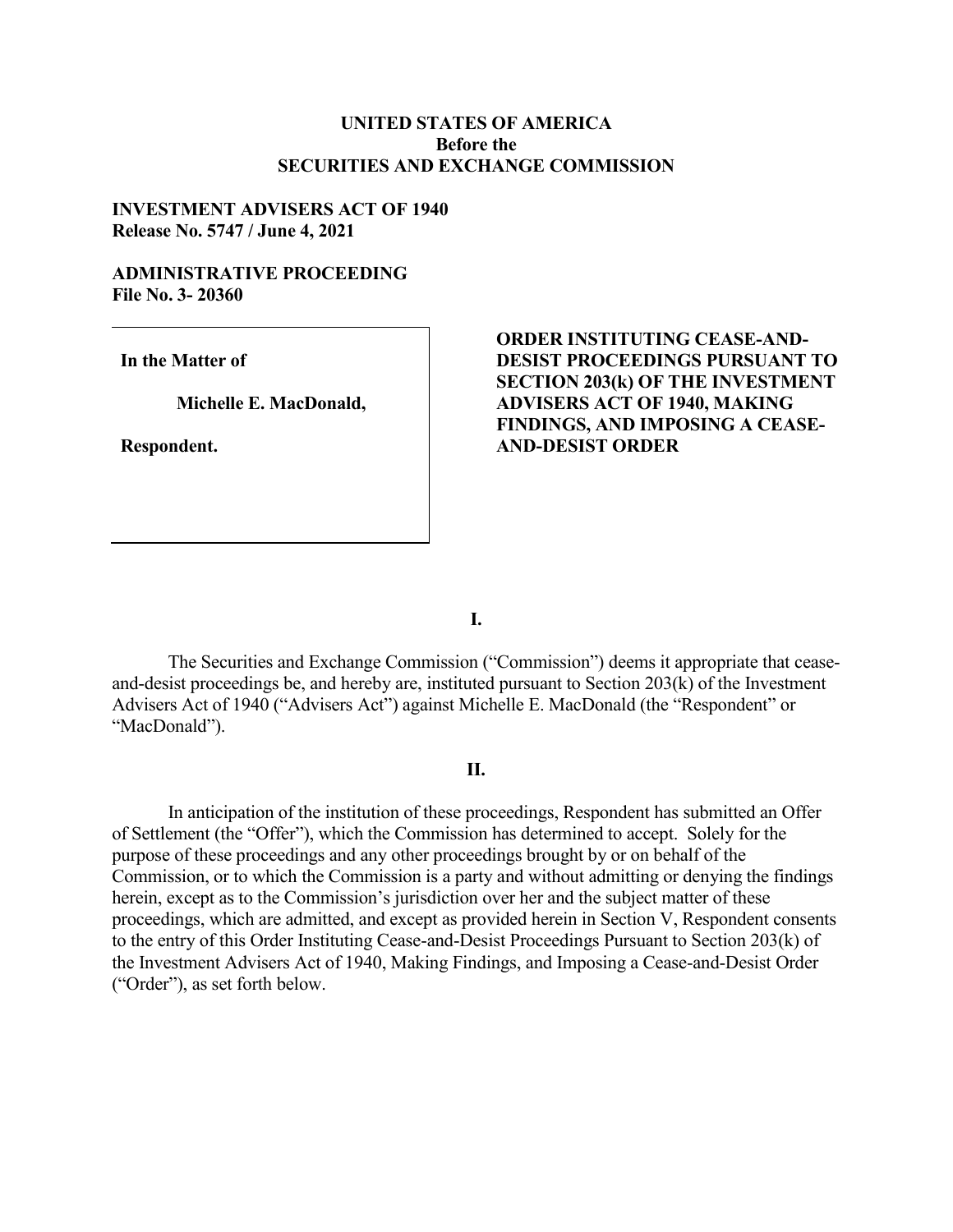**UNITED STATES OF AMERICA**
**Before the**
**SECURITIES AND EXCHANGE COMMISSION**

**INVESTMENT ADVISERS ACT OF 1940**
**Release No. 5747 / June 4, 2021**

**ADMINISTRATIVE PROCEEDING**
**File No. 3- 20360**

| | |
|---|---|
| **In the Matter of**<br><br>**Michelle E. MacDonald,**<br><br>**Respondent.** | **ORDER INSTITUTING CEASE-AND-DESIST PROCEEDINGS PURSUANT TO SECTION 203(k) OF THE INVESTMENT ADVISERS ACT OF 1940, MAKING FINDINGS, AND IMPOSING A CEASE-AND-DESIST ORDER** |

## I.

The Securities and Exchange Commission ("Commission") deems it appropriate that cease-and-desist proceedings be, and hereby are, instituted pursuant to Section 203(k) of the Investment Advisers Act of 1940 ("Advisers Act") against Michelle E. MacDonald (the "Respondent" or "MacDonald").

## II.

In anticipation of the institution of these proceedings, Respondent has submitted an Offer of Settlement (the "Offer"), which the Commission has determined to accept. Solely for the purpose of these proceedings and any other proceedings brought by or on behalf of the Commission, or to which the Commission is a party and without admitting or denying the findings herein, except as to the Commission's jurisdiction over her and the subject matter of these proceedings, which are admitted, and except as provided herein in Section V, Respondent consents to the entry of this Order Instituting Cease-and-Desist Proceedings Pursuant to Section 203(k) of the Investment Advisers Act of 1940, Making Findings, and Imposing a Cease-and-Desist Order ("Order"), as set forth below.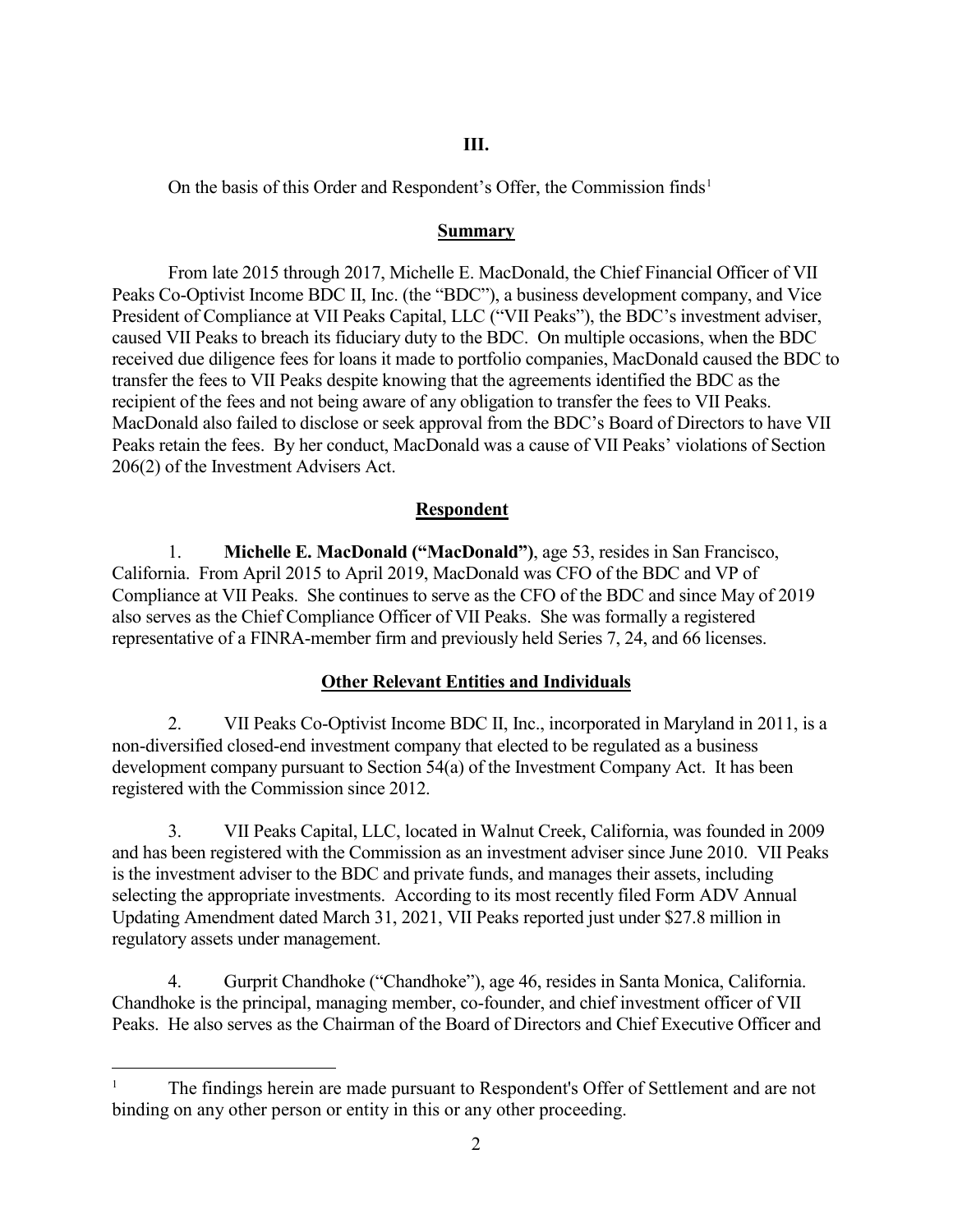## III.

On the basis of this Order and Respondent's Offer, the Commission finds[1]

### Summary

From late 2015 through 2017, Michelle E. MacDonald, the Chief Financial Officer of VII Peaks Co-Optivist Income BDC II, Inc. (the "BDC"), a business development company, and Vice President of Compliance at VII Peaks Capital, LLC ("VII Peaks"), the BDC's investment adviser, caused VII Peaks to breach its fiduciary duty to the BDC. On multiple occasions, when the BDC received due diligence fees for loans it made to portfolio companies, MacDonald caused the BDC to transfer the fees to VII Peaks despite knowing that the agreements identified the BDC as the recipient of the fees and not being aware of any obligation to transfer the fees to VII Peaks. MacDonald also failed to disclose or seek approval from the BDC's Board of Directors to have VII Peaks retain the fees. By her conduct, MacDonald was a cause of VII Peaks' violations of Section 206(2) of the Investment Advisers Act.

### Respondent

1. **Michelle E. MacDonald ("MacDonald")**, age 53, resides in San Francisco, California. From April 2015 to April 2019, MacDonald was CFO of the BDC and VP of Compliance at VII Peaks. She continues to serve as the CFO of the BDC and since May of 2019 also serves as the Chief Compliance Officer of VII Peaks. She was formally a registered representative of a FINRA-member firm and previously held Series 7, 24, and 66 licenses.

### Other Relevant Entities and Individuals

2. VII Peaks Co-Optivist Income BDC II, Inc., incorporated in Maryland in 2011, is a non-diversified closed-end investment company that elected to be regulated as a business development company pursuant to Section 54(a) of the Investment Company Act. It has been registered with the Commission since 2012.

3. VII Peaks Capital, LLC, located in Walnut Creek, California, was founded in 2009 and has been registered with the Commission as an investment adviser since June 2010. VII Peaks is the investment adviser to the BDC and private funds, and manages their assets, including selecting the appropriate investments. According to its most recently filed Form ADV Annual Updating Amendment dated March 31, 2021, VII Peaks reported just under $27.8 million in regulatory assets under management.

4. Gurprit Chandhoke ("Chandhoke"), age 46, resides in Santa Monica, California. Chandhoke is the principal, managing member, co-founder, and chief investment officer of VII Peaks. He also serves as the Chairman of the Board of Directors and Chief Executive Officer and

---

[1] The findings herein are made pursuant to Respondent's Offer of Settlement and are not binding on any other person or entity in this or any other proceeding.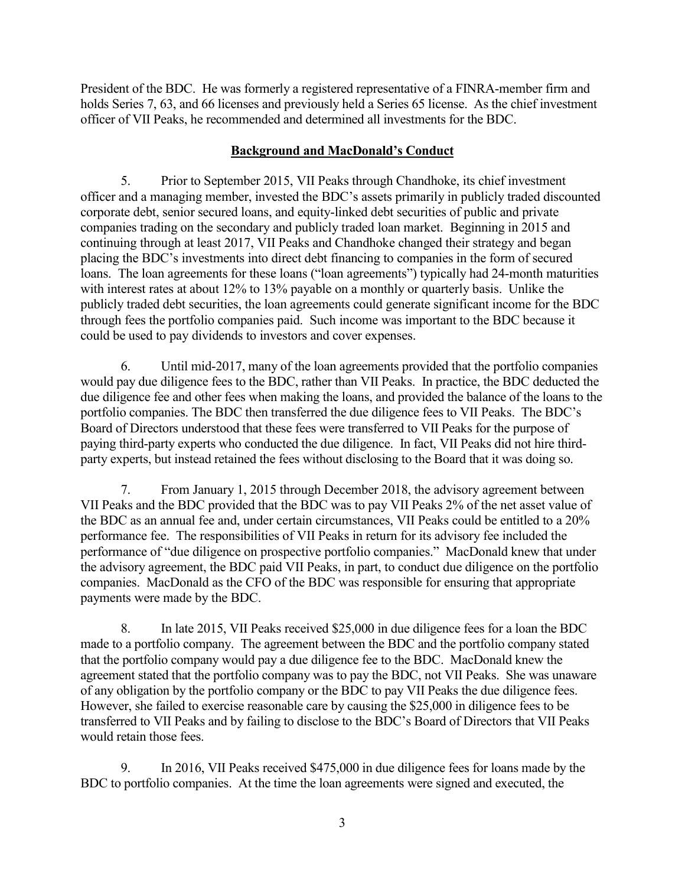President of the BDC. He was formerly a registered representative of a FINRA-member firm and holds Series 7, 63, and 66 licenses and previously held a Series 65 license. As the chief investment officer of VII Peaks, he recommended and determined all investments for the BDC.

## Background and MacDonald's Conduct

5. Prior to September 2015, VII Peaks through Chandhoke, its chief investment officer and a managing member, invested the BDC's assets primarily in publicly traded discounted corporate debt, senior secured loans, and equity-linked debt securities of public and private companies trading on the secondary and publicly traded loan market. Beginning in 2015 and continuing through at least 2017, VII Peaks and Chandhoke changed their strategy and began placing the BDC's investments into direct debt financing to companies in the form of secured loans. The loan agreements for these loans ("loan agreements") typically had 24-month maturities with interest rates at about 12% to 13% payable on a monthly or quarterly basis. Unlike the publicly traded debt securities, the loan agreements could generate significant income for the BDC through fees the portfolio companies paid. Such income was important to the BDC because it could be used to pay dividends to investors and cover expenses.

6. Until mid-2017, many of the loan agreements provided that the portfolio companies would pay due diligence fees to the BDC, rather than VII Peaks. In practice, the BDC deducted the due diligence fee and other fees when making the loans, and provided the balance of the loans to the portfolio companies. The BDC then transferred the due diligence fees to VII Peaks. The BDC's Board of Directors understood that these fees were transferred to VII Peaks for the purpose of paying third-party experts who conducted the due diligence. In fact, VII Peaks did not hire third-party experts, but instead retained the fees without disclosing to the Board that it was doing so.

7. From January 1, 2015 through December 2018, the advisory agreement between VII Peaks and the BDC provided that the BDC was to pay VII Peaks 2% of the net asset value of the BDC as an annual fee and, under certain circumstances, VII Peaks could be entitled to a 20% performance fee. The responsibilities of VII Peaks in return for its advisory fee included the performance of "due diligence on prospective portfolio companies." MacDonald knew that under the advisory agreement, the BDC paid VII Peaks, in part, to conduct due diligence on the portfolio companies. MacDonald as the CFO of the BDC was responsible for ensuring that appropriate payments were made by the BDC.

8. In late 2015, VII Peaks received $25,000 in due diligence fees for a loan the BDC made to a portfolio company. The agreement between the BDC and the portfolio company stated that the portfolio company would pay a due diligence fee to the BDC. MacDonald knew the agreement stated that the portfolio company was to pay the BDC, not VII Peaks. She was unaware of any obligation by the portfolio company or the BDC to pay VII Peaks the due diligence fees. However, she failed to exercise reasonable care by causing the $25,000 in diligence fees to be transferred to VII Peaks and by failing to disclose to the BDC's Board of Directors that VII Peaks would retain those fees.

9. In 2016, VII Peaks received $475,000 in due diligence fees for loans made by the BDC to portfolio companies. At the time the loan agreements were signed and executed, the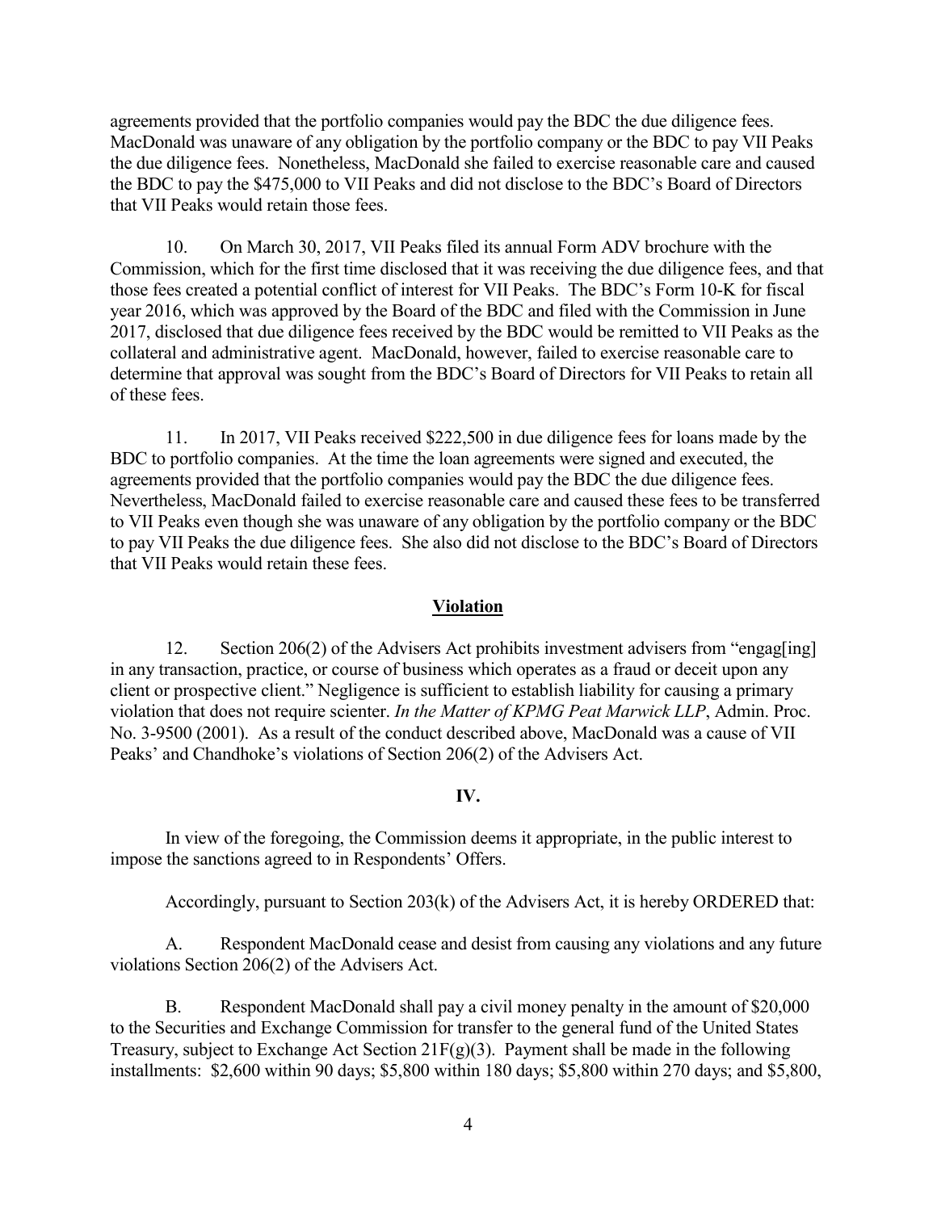agreements provided that the portfolio companies would pay the BDC the due diligence fees. MacDonald was unaware of any obligation by the portfolio company or the BDC to pay VII Peaks the due diligence fees. Nonetheless, MacDonald she failed to exercise reasonable care and caused the BDC to pay the $475,000 to VII Peaks and did not disclose to the BDC's Board of Directors that VII Peaks would retain those fees.

10. On March 30, 2017, VII Peaks filed its annual Form ADV brochure with the Commission, which for the first time disclosed that it was receiving the due diligence fees, and that those fees created a potential conflict of interest for VII Peaks. The BDC's Form 10-K for fiscal year 2016, which was approved by the Board of the BDC and filed with the Commission in June 2017, disclosed that due diligence fees received by the BDC would be remitted to VII Peaks as the collateral and administrative agent. MacDonald, however, failed to exercise reasonable care to determine that approval was sought from the BDC's Board of Directors for VII Peaks to retain all of these fees.

11. In 2017, VII Peaks received $222,500 in due diligence fees for loans made by the BDC to portfolio companies. At the time the loan agreements were signed and executed, the agreements provided that the portfolio companies would pay the BDC the due diligence fees. Nevertheless, MacDonald failed to exercise reasonable care and caused these fees to be transferred to VII Peaks even though she was unaware of any obligation by the portfolio company or the BDC to pay VII Peaks the due diligence fees. She also did not disclose to the BDC's Board of Directors that VII Peaks would retain these fees.

## Violation

12. Section 206(2) of the Advisers Act prohibits investment advisers from "engag[ing] in any transaction, practice, or course of business which operates as a fraud or deceit upon any client or prospective client." Negligence is sufficient to establish liability for causing a primary violation that does not require scienter. *In the Matter of KPMG Peat Marwick LLP*, Admin. Proc. No. 3-9500 (2001). As a result of the conduct described above, MacDonald was a cause of VII Peaks' and Chandhoke's violations of Section 206(2) of the Advisers Act.

## IV.

In view of the foregoing, the Commission deems it appropriate, in the public interest to impose the sanctions agreed to in Respondents' Offers.

Accordingly, pursuant to Section 203(k) of the Advisers Act, it is hereby ORDERED that:

A. Respondent MacDonald cease and desist from causing any violations and any future violations Section 206(2) of the Advisers Act.

B. Respondent MacDonald shall pay a civil money penalty in the amount of $20,000 to the Securities and Exchange Commission for transfer to the general fund of the United States Treasury, subject to Exchange Act Section 21F(g)(3). Payment shall be made in the following installments: $2,600 within 90 days; $5,800 within 180 days; $5,800 within 270 days; and $5,800,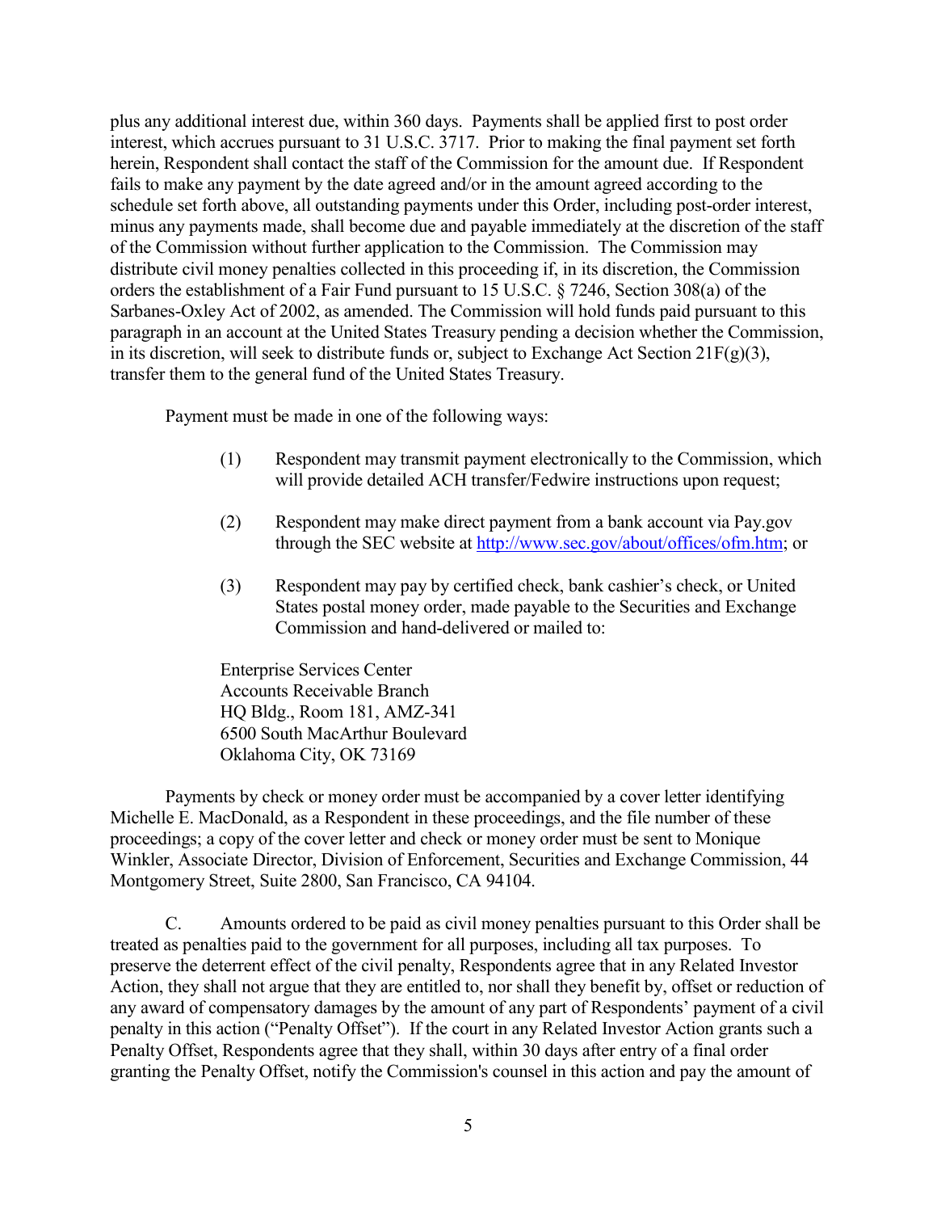plus any additional interest due, within 360 days. Payments shall be applied first to post order interest, which accrues pursuant to 31 U.S.C. 3717. Prior to making the final payment set forth herein, Respondent shall contact the staff of the Commission for the amount due. If Respondent fails to make any payment by the date agreed and/or in the amount agreed according to the schedule set forth above, all outstanding payments under this Order, including post-order interest, minus any payments made, shall become due and payable immediately at the discretion of the staff of the Commission without further application to the Commission. The Commission may distribute civil money penalties collected in this proceeding if, in its discretion, the Commission orders the establishment of a Fair Fund pursuant to 15 U.S.C. § 7246, Section 308(a) of the Sarbanes-Oxley Act of 2002, as amended. The Commission will hold funds paid pursuant to this paragraph in an account at the United States Treasury pending a decision whether the Commission, in its discretion, will seek to distribute funds or, subject to Exchange Act Section 21F(g)(3), transfer them to the general fund of the United States Treasury.

Payment must be made in one of the following ways:

(1) Respondent may transmit payment electronically to the Commission, which will provide detailed ACH transfer/Fedwire instructions upon request;

(2) Respondent may make direct payment from a bank account via Pay.gov through the SEC website at http://www.sec.gov/about/offices/ofm.htm; or

(3) Respondent may pay by certified check, bank cashier's check, or United States postal money order, made payable to the Securities and Exchange Commission and hand-delivered or mailed to:

Enterprise Services Center
Accounts Receivable Branch
HQ Bldg., Room 181, AMZ-341
6500 South MacArthur Boulevard
Oklahoma City, OK 73169

Payments by check or money order must be accompanied by a cover letter identifying Michelle E. MacDonald, as a Respondent in these proceedings, and the file number of these proceedings; a copy of the cover letter and check or money order must be sent to Monique Winkler, Associate Director, Division of Enforcement, Securities and Exchange Commission, 44 Montgomery Street, Suite 2800, San Francisco, CA 94104.

C. Amounts ordered to be paid as civil money penalties pursuant to this Order shall be treated as penalties paid to the government for all purposes, including all tax purposes. To preserve the deterrent effect of the civil penalty, Respondents agree that in any Related Investor Action, they shall not argue that they are entitled to, nor shall they benefit by, offset or reduction of any award of compensatory damages by the amount of any part of Respondents' payment of a civil penalty in this action ("Penalty Offset"). If the court in any Related Investor Action grants such a Penalty Offset, Respondents agree that they shall, within 30 days after entry of a final order granting the Penalty Offset, notify the Commission's counsel in this action and pay the amount of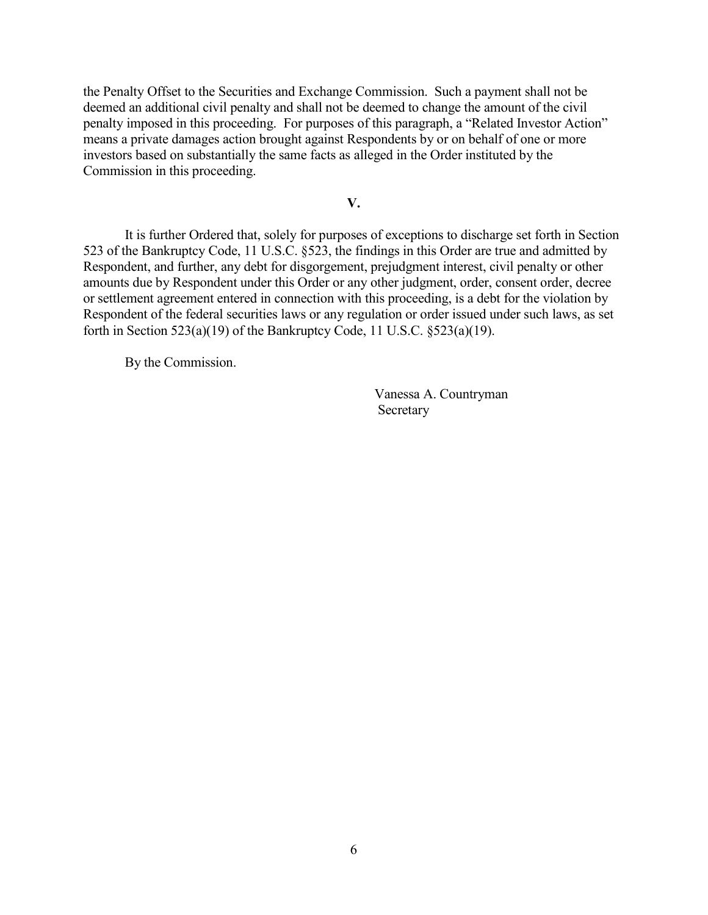the Penalty Offset to the Securities and Exchange Commission. Such a payment shall not be deemed an additional civil penalty and shall not be deemed to change the amount of the civil penalty imposed in this proceeding. For purposes of this paragraph, a "Related Investor Action" means a private damages action brought against Respondents by or on behalf of one or more investors based on substantially the same facts as alleged in the Order instituted by the Commission in this proceeding.

**V.**

It is further Ordered that, solely for purposes of exceptions to discharge set forth in Section 523 of the Bankruptcy Code, 11 U.S.C. §523, the findings in this Order are true and admitted by Respondent, and further, any debt for disgorgement, prejudgment interest, civil penalty or other amounts due by Respondent under this Order or any other judgment, order, consent order, decree or settlement agreement entered in connection with this proceeding, is a debt for the violation by Respondent of the federal securities laws or any regulation or order issued under such laws, as set forth in Section 523(a)(19) of the Bankruptcy Code, 11 U.S.C. §523(a)(19).

By the Commission.

Vanessa A. Countryman
Secretary